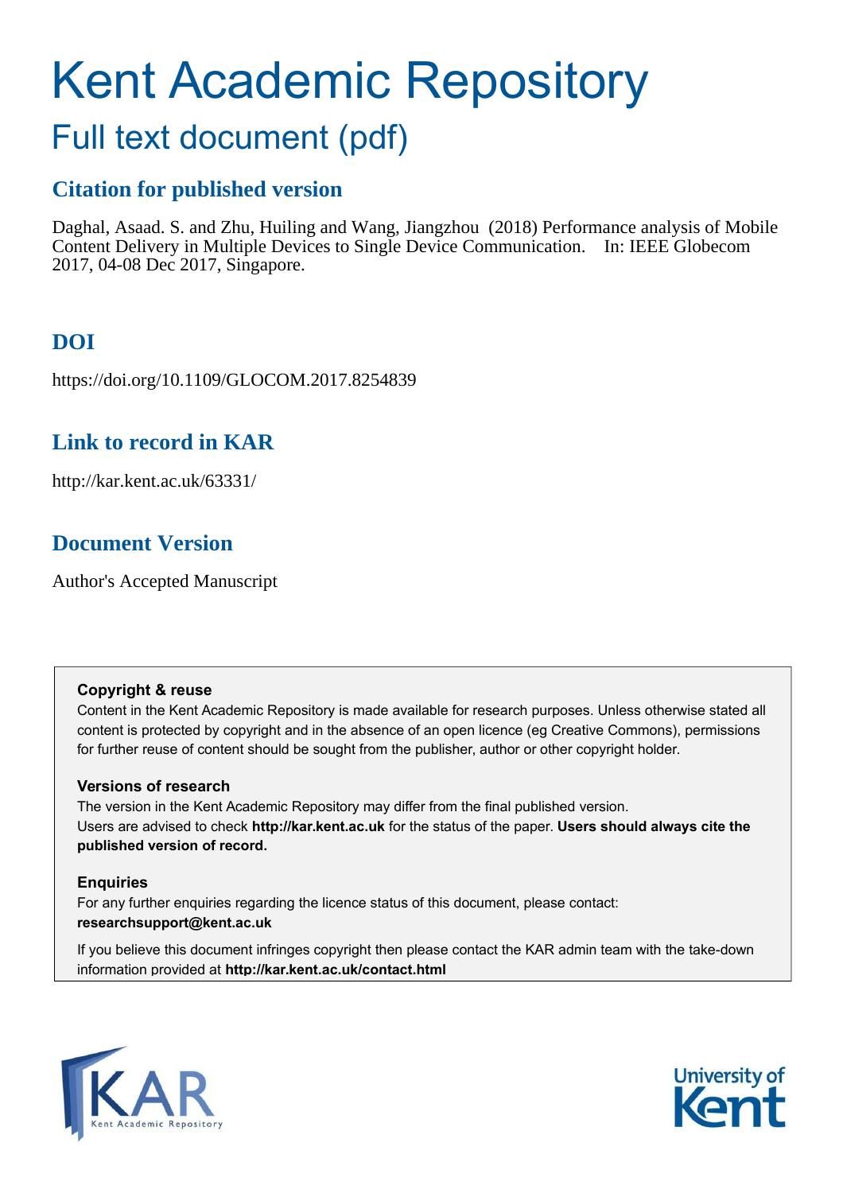# Kent Academic Repository

## Full text document (pdf)

### Citation for published version

Daghal, Asaad. S. and Zhu, Huiling and Wang, Jiangzhou (2018) Performance analysis of Mobile Content Delivery in Multiple Devices to Single Device Communication. In: IEEE Globecom 2017, 04-08 Dec 2017, Singapore.

### DOI

https://doi.org/10.1109/GLOCOM.2017.8254839

### Link to record in KAR

http://kar.kent.ac.uk/63331/

### Document Version

Author's Accepted Manuscript

**Copyright & reuse**

Content in the Kent Academic Repository is made available for research purposes. Unless otherwise stated all content is protected by copyright and in the absence of an open licence (eg Creative Commons), permissions for further reuse of content should be sought from the publisher, author or other copyright holder.

**Versions of research**

The version in the Kent Academic Repository may differ from the final published version. Users are advised to check **http://kar.kent.ac.uk** for the status of the paper. **Users should always cite the published version of record.**

**Enquiries**

For any further enquiries regarding the licence status of this document, please contact: **researchsupport@kent.ac.uk**

If you believe this document infringes copyright then please contact the KAR admin team with the take-down information provided at **http://kar.kent.ac.uk/contact.html**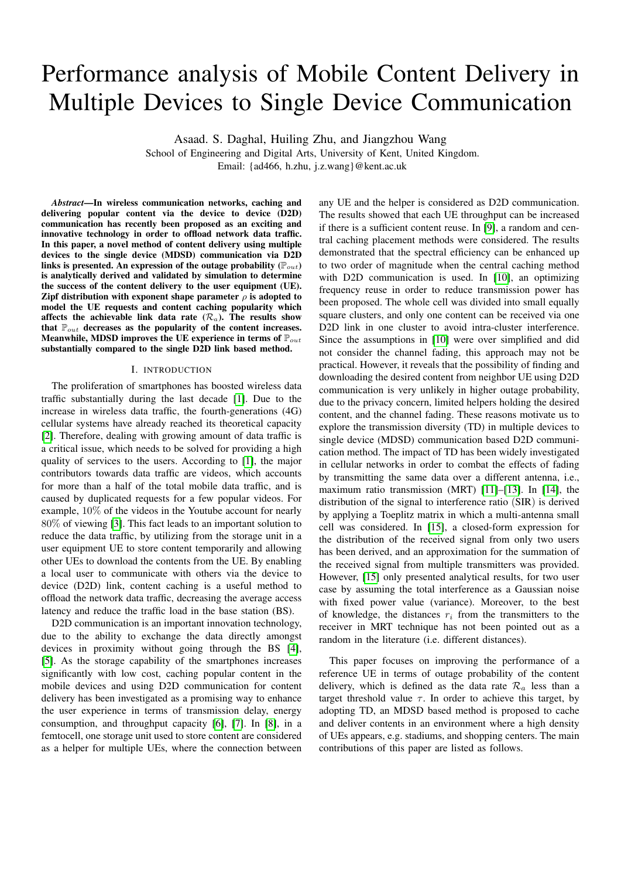# Performance analysis of Mobile Content Delivery in Multiple Devices to Single Device Communication

Asaad. S. Daghal, Huiling Zhu, and Jiangzhou Wang

School of Engineering and Digital Arts, University of Kent, United Kingdom.

Email: {ad466, h.zhu, j.z.wang}@kent.ac.uk

***Abstract*—In wireless communication networks, caching and delivering popular content via the device to device (D2D) communication has recently been proposed as an exciting and innovative technology in order to offload network data traffic. In this paper, a novel method of content delivery using multiple devices to the single device (MDSD) communication via D2D links is presented. An expression of the outage probability ($\mathbb{P}_{out}$) is analytically derived and validated by simulation to determine the success of the content delivery to the user equipment (UE). Zipf distribution with exponent shape parameter $\rho$ is adopted to model the UE requests and content caching popularity which affects the achievable link data rate ($\mathcal{R}_a$). The results show that $\mathbb{P}_{out}$ decreases as the popularity of the content increases. Meanwhile, MDSD improves the UE experience in terms of $\mathbb{P}_{out}$ substantially compared to the single D2D link based method.**

## I. INTRODUCTION

The proliferation of smartphones has boosted wireless data traffic substantially during the last decade [1]. Due to the increase in wireless data traffic, the fourth-generations (4G) cellular systems have already reached its theoretical capacity [2]. Therefore, dealing with growing amount of data traffic is a critical issue, which needs to be solved for providing a high quality of services to the users. According to [1], the major contributors towards data traffic are videos, which accounts for more than a half of the total mobile data traffic, and is caused by duplicated requests for a few popular videos. For example, 10% of the videos in the Youtube account for nearly 80% of viewing [3]. This fact leads to an important solution to reduce the data traffic, by utilizing from the storage unit in a user equipment UE to store content temporarily and allowing other UEs to download the contents from the UE. By enabling a local user to communicate with others via the device to device (D2D) link, content caching is a useful method to offload the network data traffic, decreasing the average access latency and reduce the traffic load in the base station (BS).

D2D communication is an important innovation technology, due to the ability to exchange the data directly amongst devices in proximity without going through the BS [4], [5]. As the storage capability of the smartphones increases significantly with low cost, caching popular content in the mobile devices and using D2D communication for content delivery has been investigated as a promising way to enhance the user experience in terms of transmission delay, energy consumption, and throughput capacity [6], [7]. In [8], in a femtocell, one storage unit used to store content are considered as a helper for multiple UEs, where the connection between any UE and the helper is considered as D2D communication. The results showed that each UE throughput can be increased if there is a sufficient content reuse. In [9], a random and central caching placement methods were considered. The results demonstrated that the spectral efficiency can be enhanced up to two order of magnitude when the central caching method with D2D communication is used. In [10], an optimizing frequency reuse in order to reduce transmission power has been proposed. The whole cell was divided into small equally square clusters, and only one content can be received via one D2D link in one cluster to avoid intra-cluster interference. Since the assumptions in [10] were over simplified and did not consider the channel fading, this approach may not be practical. However, it reveals that the possibility of finding and downloading the desired content from neighbor UE using D2D communication is very unlikely in higher outage probability, due to the privacy concern, limited helpers holding the desired content, and the channel fading. These reasons motivate us to explore the transmission diversity (TD) in multiple devices to single device (MDSD) communication based D2D communication method. The impact of TD has been widely investigated in cellular networks in order to combat the effects of fading by transmitting the same data over a different antenna, i.e., maximum ratio transmission (MRT) [11]–[13]. In [14], the distribution of the signal to interference ratio (SIR) is derived by applying a Toeplitz matrix in which a multi-antenna small cell was considered. In [15], a closed-form expression for the distribution of the received signal from only two users has been derived, and an approximation for the summation of the received signal from multiple transmitters was provided. However, [15] only presented analytical results, for two user case by assuming the total interference as a Gaussian noise with fixed power value (variance). Moreover, to the best of knowledge, the distances $r_i$ from the transmitters to the receiver in MRT technique has not been pointed out as a random in the literature (i.e. different distances).

This paper focuses on improving the performance of a reference UE in terms of outage probability of the content delivery, which is defined as the data rate $\mathcal{R}_a$ less than a target threshold value $\tau$. In order to achieve this target, by adopting TD, an MDSD based method is proposed to cache and deliver contents in an environment where a high density of UEs appears, e.g. stadiums, and shopping centers. The main contributions of this paper are listed as follows.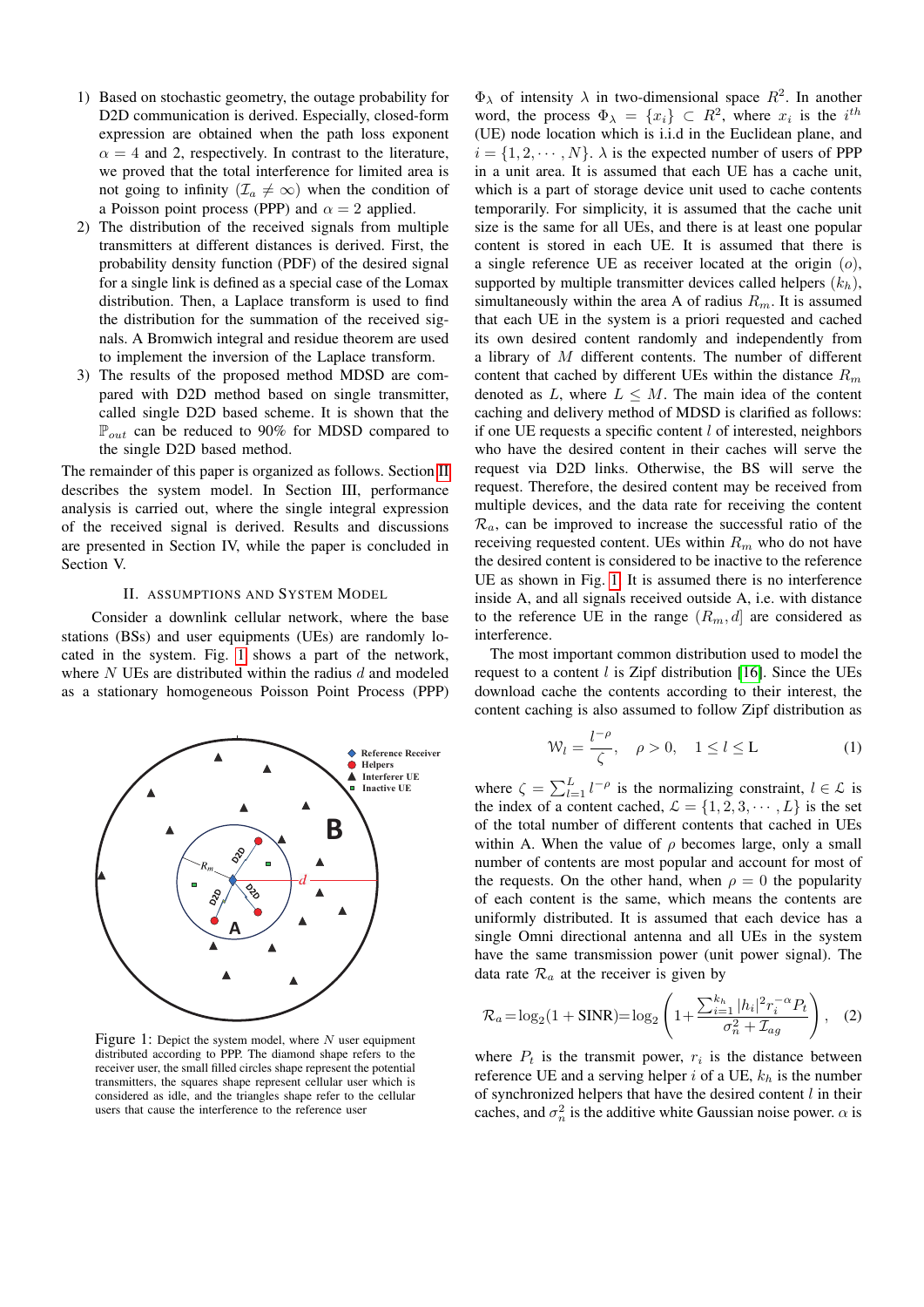1) Based on stochastic geometry, the outage probability for D2D communication is derived. Especially, closed-form expression are obtained when the path loss exponent $\alpha = 4$ and 2, respectively. In contrast to the literature, we proved that the total interference for limited area is not going to infinity ($\mathcal{I}_a \neq \infty$) when the condition of a Poisson point process (PPP) and $\alpha = 2$ applied.
2) The distribution of the received signals from multiple transmitters at different distances is derived. First, the probability density function (PDF) of the desired signal for a single link is defined as a special case of the Lomax distribution. Then, a Laplace transform is used to find the distribution for the summation of the received signals. A Bromwich integral and residue theorem are used to implement the inversion of the Laplace transform.
3) The results of the proposed method MDSD are compared with D2D method based on single transmitter, called single D2D based scheme. It is shown that the $\mathbb{P}_{out}$ can be reduced to 90% for MDSD compared to the single D2D based method.

The remainder of this paper is organized as follows. Section II describes the system model. In Section III, performance analysis is carried out, where the single integral expression of the received signal is derived. Results and discussions are presented in Section IV, while the paper is concluded in Section V.

## II. Assumptions and System Model

Consider a downlink cellular network, where the base stations (BSs) and user equipments (UEs) are randomly located in the system. Fig. 1 shows a part of the network, where $N$ UEs are distributed within the radius $d$ and modeled as a stationary homogeneous Poisson Point Process (PPP)

Figure 1: Depict the system model, where $N$ user equipment distributed according to PPP. The diamond shape refers to the receiver user, the small filled circles shape represent the potential transmitters, the squares shape represent cellular user which is considered as idle, and the triangles shape refer to the cellular users that cause the interference to the reference user

$\Phi_\lambda$ of intensity $\lambda$ in two-dimensional space $R^2$. In another word, the process $\Phi_\lambda = \{x_i\} \subset R^2$, where $x_i$ is the $i^{th}$ (UE) node location which is i.i.d in the Euclidean plane, and $i = \{1, 2, \cdots, N\}$. $\lambda$ is the expected number of users of PPP in a unit area. It is assumed that each UE has a cache unit, which is a part of storage device unit used to cache contents temporarily. For simplicity, it is assumed that the cache unit size is the same for all UEs, and there is at least one popular content is stored in each UE. It is assumed that there is a single reference UE as receiver located at the origin $(o)$, supported by multiple transmitter devices called helpers $(k_h)$, simultaneously within the area A of radius $R_m$. It is assumed that each UE in the system is a priori requested and cached its own desired content randomly and independently from a library of $M$ different contents. The number of different content that cached by different UEs within the distance $R_m$ denoted as $L$, where $L \leq M$. The main idea of the content caching and delivery method of MDSD is clarified as follows: if one UE requests a specific content $l$ of interested, neighbors who have the desired content in their caches will serve the request via D2D links. Otherwise, the BS will serve the request. Therefore, the desired content may be received from multiple devices, and the data rate for receiving the content $\mathcal{R}_a$, can be improved to increase the successful ratio of the receiving requested content. UEs within $R_m$ who do not have the desired content is considered to be inactive to the reference UE as shown in Fig. 1. It is assumed there is no interference inside A, and all signals received outside A, i.e. with distance to the reference UE in the range $(R_m, d]$ are considered as interference.

The most important common distribution used to model the request to a content $l$ is Zipf distribution [16]. Since the UEs download cache the contents according to their interest, the content caching is also assumed to follow Zipf distribution as

$$\mathcal{W}_l = \frac{l^{-\rho}}{\zeta}, \quad \rho > 0, \quad 1 \leq l \leq \mathrm{L} \tag{1}$$

where $\zeta = \sum_{l=1}^{L} l^{-\rho}$ is the normalizing constraint, $l \in \mathcal{L}$ is the index of a content cached, $\mathcal{L} = \{1, 2, 3, \cdots, L\}$ is the set of the total number of different contents that cached in UEs within A. When the value of $\rho$ becomes large, only a small number of contents are most popular and account for most of the requests. On the other hand, when $\rho = 0$ the popularity of each content is the same, which means the contents are uniformly distributed. It is assumed that each device has a single Omni directional antenna and all UEs in the system have the same transmission power (unit power signal). The data rate $\mathcal{R}_a$ at the receiver is given by

$$\mathcal{R}_a = \log_2(1 + \mathrm{SINR}) = \log_2\left(1 + \frac{\sum_{i=1}^{k_h} |h_i|^2 r_i^{-\alpha} P_t}{\sigma_n^2 + \mathcal{I}_{ag}}\right), \tag{2}$$

where $P_t$ is the transmit power, $r_i$ is the distance between reference UE and a serving helper $i$ of a UE, $k_h$ is the number of synchronized helpers that have the desired content $l$ in their caches, and $\sigma_n^2$ is the additive white Gaussian noise power. $\alpha$ is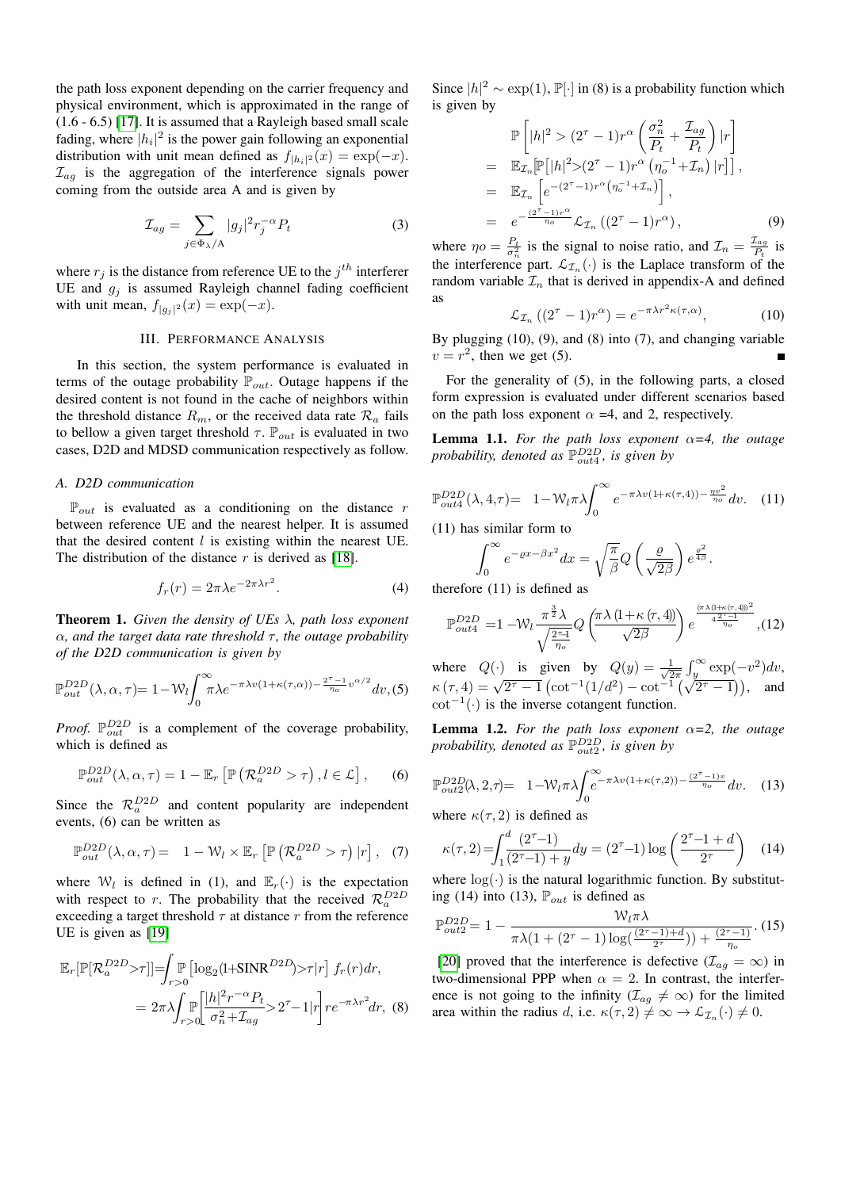the path loss exponent depending on the carrier frequency and physical environment, which is approximated in the range of (1.6 - 6.5) [17]. It is assumed that a Rayleigh based small scale fading, where $|h_i|^2$ is the power gain following an exponential distribution with unit mean defined as $f_{|h_i|^2}(x) = \exp(-x)$. $\mathcal{I}_{ag}$ is the aggregation of the interference signals power coming from the outside area A and is given by

$$\mathcal{I}_{ag} = \sum_{j \in \Phi_\lambda / \mathrm{A}} |g_j|^2 r_j^{-\alpha} P_t \tag{3}$$

where $r_j$ is the distance from reference UE to the $j^{th}$ interferer UE and $g_j$ is assumed Rayleigh channel fading coefficient with unit mean, $f_{|g_j|^2}(x) = \exp(-x)$.

## III. Performance Analysis

In this section, the system performance is evaluated in terms of the outage probability $\mathbb{P}_{out}$. Outage happens if the desired content is not found in the cache of neighbors within the threshold distance $R_m$, or the received data rate $\mathcal{R}_a$ fails to bellow a given target threshold $\tau$. $\mathbb{P}_{out}$ is evaluated in two cases, D2D and MDSD communication respectively as follow.

### A. D2D communication

$\mathbb{P}_{out}$ is evaluated as a conditioning on the distance $r$ between reference UE and the nearest helper. It is assumed that the desired content $l$ is existing within the nearest UE. The distribution of the distance $r$ is derived as [18].

$$f_r(r) = 2\pi\lambda e^{-2\pi\lambda r^2}. \tag{4}$$

**Theorem 1.** *Given the density of UEs $\lambda$, path loss exponent $\alpha$, and the target data rate threshold $\tau$, the outage probability of the D2D communication is given by*

$$\mathbb{P}_{out}^{D2D}(\lambda, \alpha, \tau) = 1 - \mathcal{W}_l \int_0^\infty \pi\lambda e^{-\pi\lambda v(1+\kappa(\tau,\alpha)) - \frac{2^\tau - 1}{\eta_o} v^{\alpha/2}} dv, \tag{5}$$

*Proof.* $\mathbb{P}_{out}^{D2D}$ is a complement of the coverage probability, which is defined as

$$\mathbb{P}_{out}^{D2D}(\lambda, \alpha, \tau) = 1 - \mathbb{E}_r\left[\mathbb{P}\left(\mathcal{R}_a^{D2D} > \tau\right), l \in \mathcal{L}\right], \tag{6}$$

Since the $\mathcal{R}_a^{D2D}$ and content popularity are independent events, (6) can be written as

$$\mathbb{P}_{out}^{D2D}(\lambda, \alpha, \tau) = 1 - \mathcal{W}_l \times \mathbb{E}_r\left[\mathbb{P}\left(\mathcal{R}_a^{D2D} > \tau\right) | r\right], \tag{7}$$

where $\mathcal{W}_l$ is defined in (1), and $\mathbb{E}_r(\cdot)$ is the expectation with respect to $r$. The probability that the received $\mathcal{R}_a^{D2D}$ exceeding a target threshold $\tau$ at distance $r$ from the reference UE is given as [19]

$$\begin{aligned}
\mathbb{E}_r[\mathbb{P}[\mathcal{R}_a^{D2D} > \tau]] &= \int_{r>0} \mathbb{P}\left[\log_2(1+\mathrm{SINR}^{D2D}) > \tau | r\right] f_r(r) dr, \\
&= 2\pi\lambda \int_{r>0} \mathbb{P}\left[\frac{|h|^2 r^{-\alpha} P_t}{\sigma_n^2 + \mathcal{I}_{ag}} > 2^\tau - 1 | r\right] r e^{-\pi\lambda r^2} dr, \quad (8)
\end{aligned}$$

Since $|h|^2 \sim \exp(1)$, $\mathbb{P}[\cdot]$ in (8) is a probability function which is given by

$$\begin{aligned}
& \mathbb{P}\left[|h|^2 > (2^\tau - 1) r^\alpha \left(\frac{\sigma_n^2}{P_t} + \frac{\mathcal{I}_{ag}}{P_t}\right) | r\right] \\
&= \mathbb{E}_{\mathcal{I}_n}\left[\mathbb{P}\left[|h|^2 > (2^\tau - 1) r^\alpha \left(\eta_o^{-1} + \mathcal{I}_n\right) | r\right]\right], \\
&= \mathbb{E}_{\mathcal{I}_n}\left[e^{-(2^\tau - 1) r^\alpha \left(\eta_o^{-1} + \mathcal{I}_n\right)}\right], \\
&= e^{-\frac{(2^\tau - 1) r^\alpha}{\eta_o}} \mathcal{L}_{\mathcal{I}_n}\left((2^\tau - 1) r^\alpha\right), \quad (9)
\end{aligned}$$

where $\eta o = \frac{P_t}{\sigma_n^2}$ is the signal to noise ratio, and $\mathcal{I}_n = \frac{\mathcal{I}_{ag}}{P_t}$ is the interference part. $\mathcal{L}_{\mathcal{I}_n}(\cdot)$ is the Laplace transform of the random variable $\mathcal{I}_n$ that is derived in appendix-A and defined as

$$\mathcal{L}_{\mathcal{I}_n}\left((2^\tau - 1) r^\alpha\right) = e^{-\pi\lambda r^2 \kappa(\tau, \alpha)}, \tag{10}$$

By plugging (10), (9), and (8) into (7), and changing variable $v = r^2$, then we get (5). ∎

For the generality of (5), in the following parts, a closed form expression is evaluated under different scenarios based on the path loss exponent $\alpha$ =4, and 2, respectively.

**Lemma 1.1.** *For the path loss exponent $\alpha$=4, the outage probability, denoted as $\mathbb{P}_{out4}^{D2D}$, is given by*

$$\mathbb{P}_{out4}^{D2D}(\lambda, 4, \tau) = 1 - \mathcal{W}_l \pi\lambda \int_0^\infty e^{-\pi\lambda v(1+\kappa(\tau,4)) - \frac{\eta v^2}{\eta_o}} dv. \tag{11}$$

(11) has similar form to

$$\int_0^\infty e^{-\varrho x - \beta x^2} dx = \sqrt{\frac{\pi}{\beta}} Q\left(\frac{\varrho}{\sqrt{2\beta}}\right) e^{\frac{\varrho^2}{4\beta}}.$$

therefore (11) is defined as

$$\mathbb{P}_{out4}^{D2D} = 1 - \mathcal{W}_l \frac{\pi^{\frac{3}{2}} \lambda}{\sqrt{\frac{2^\tau - 1}{\eta_o}}} Q\left(\frac{\pi\lambda\left(1 + \kappa\left(\tau, 4\right)\right)}{\sqrt{2\beta}}\right) e^{\frac{\left(\pi\lambda\left(1+\kappa\left(\tau,4\right)\right)\right)^2}{4\frac{2^\tau - 1}{\eta_o}}}, \tag{12}$$

where $Q(\cdot)$ is given by $Q(y) = \frac{1}{\sqrt{2\pi}} \int_y^\infty \exp(-v^2) dv$, $\kappa(\tau, 4) = \sqrt{2^\tau - 1}\left(\cot^{-1}(1/d^2) - \cot^{-1}\left(\sqrt{2^\tau - 1}\right)\right)$, and $\cot^{-1}(\cdot)$ is the inverse cotangent function.

**Lemma 1.2.** *For the path loss exponent $\alpha$=2, the outage probability, denoted as $\mathbb{P}_{out2}^{D2D}$, is given by*

$$\mathbb{P}_{out2}^{D2D}(\lambda, 2, \tau) = 1 - \mathcal{W}_l \pi\lambda \int_0^\infty e^{-\pi\lambda v(1+\kappa(\tau,2)) - \frac{(2^\tau - 1) v}{\eta_o}} dv. \tag{13}$$

where $\kappa(\tau, 2)$ is defined as

$$\kappa(\tau, 2) = \int_1^d \frac{(2^\tau - 1)}{(2^\tau - 1) + y} dy = (2^\tau - 1) \log\left(\frac{2^\tau - 1 + d}{2^\tau}\right) \tag{14}$$

where $\log(\cdot)$ is the natural logarithmic function. By substituting (14) into (13), $\mathbb{P}_{out}$ is defined as

$$\mathbb{P}_{out2}^{D2D} = 1 - \frac{\mathcal{W}_l \pi\lambda}{\pi\lambda\left(1 + (2^\tau - 1)\log\left(\frac{(2^\tau - 1) + d}{2^\tau}\right)\right) + \frac{(2^\tau - 1)}{\eta_o}}. \tag{15}$$

[20] proved that the interference is defective ($\mathcal{I}_{ag} = \infty$) in two-dimensional PPP when $\alpha = 2$. In contrast, the interference is not going to the infinity ($\mathcal{I}_{ag} \neq \infty$) for the limited area within the radius $d$, i.e. $\kappa(\tau, 2) \neq \infty \rightarrow \mathcal{L}_{\mathcal{I}_n}(\cdot) \neq 0$.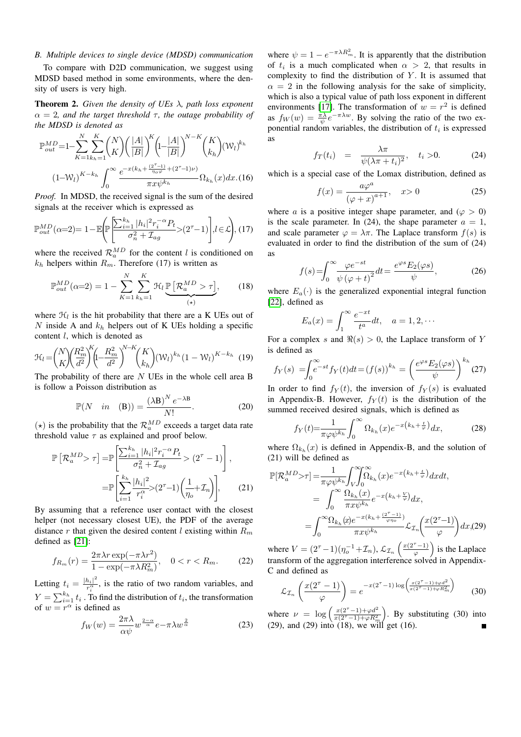### B. Multiple devices to single device (MDSD) communication

To compare with D2D communication, we suggest using MDSD based method in some environments, where the density of users is very high.

**Theorem 2.** *Given the density of UEs $\lambda$, path loss exponent $\alpha = 2$, and the target threshold $\tau$, the outage probability of the MDSD is denoted as*

$$\mathbb{P}_{out}^{MD}=1-\sum_{K=1}^{N}\sum_{k_h=1}^{K}\binom{N}{K}\left(\frac{|A|}{|B|}\right)^{K}\left(1-\frac{|A|}{|B|}\right)^{N-K}\binom{K}{k_h}(\mathcal{W}_l)^{k_h}$$
$$(1-\mathcal{W}_l)^{K-k_h}\int_0^\infty \frac{e^{-x(k_h+\frac{(2^\tau-1)}{\eta_o\varphi}+(2^\tau-1)\nu)}}{\pi x \psi^{k_h}}\Omega_{k_h}(x)dx. \quad (16)$$

*Proof.* In MDSD, the received signal is the sum of the desired signals at the receiver which is expressed as

$$\mathbb{P}_{out}^{MD}(\alpha{=}2)= 1-\mathbb{E}\left(\mathbb{P}\left[\frac{\sum_{i=1}^{k_h}|h_i|^2 r_i^{-\alpha}P_t}{\sigma_n^2+\mathcal{I}_{ag}}>(2^\tau-1)\right], l\in\mathcal{L}\right), \quad (17)$$

where the received $\mathcal{R}_a^{MD}$ for the content $l$ is conditioned on $k_h$ helpers within $R_m$. Therefore (17) is written as

$$\mathbb{P}_{out}^{MD}(\alpha{=}2) = 1-\sum_{K=1}^{N}\sum_{k_h=1}^{K}\mathcal{H}_l \underbrace{\mathbb{P}\left[\mathcal{R}_a^{MD}>\tau\right]}_{(\star)}, \quad (18)$$

where $\mathcal{H}_l$ is the hit probability that there are a K UEs out of $N$ inside A and $k_h$ helpers out of K UEs holding a specific content $l$, which is denoted as

$$\mathcal{H}_l=\binom{N}{K}\left(\frac{R_m^2}{d^2}\right)^{K}\left(1-\frac{R_m^2}{d^2}\right)^{N-K}\binom{K}{k_h}(\mathcal{W}_l)^{k_h}(1-\mathcal{W}_l)^{K-k_h} \quad (19)$$

The probability of there are $N$ UEs in the whole cell area B is follow a Poisson distribution as

$$\mathbb{P}(N \quad in \quad (\mathrm{B})) = \frac{(\lambda\mathrm{B})^N e^{-\lambda\mathrm{B}}}{N!}. \quad (20)$$

$(\star)$ is the probability that the $\mathcal{R}_a^{MD}$ exceeds a target data rate threshold value $\tau$ as explained and proof below.

$$\mathbb{P}\left[\mathcal{R}_a^{MD}>\tau\right] =\mathbb{P}\left[\frac{\sum_{i=1}^{k_h}|h_i|^2 r_i^{-\alpha}P_t}{\sigma_n^2+\mathcal{I}_{ag}}>(2^\tau-1)\right],$$
$$=\mathbb{P}\left[\sum_{i=1}^{k_h}\frac{|h_i|^2}{r_i^\alpha}>(2^\tau-1)\left(\frac{1}{\eta_o}+\mathcal{I}_n\right)\right], \quad (21)$$

By assuming that a reference user contact with the closest helper (not necessary closest UE), the PDF of the average distance $r$ that given the desired content $l$ existing within $R_m$ defined as [21]:

$$f_{R_m}(r) = \frac{2\pi\lambda r\exp(-\pi\lambda r^2)}{1-\exp(-\pi\lambda R_m^2)}, \quad 0<r<R_m. \quad (22)$$

Letting $t_i = \frac{|h_i|^2}{r_i^\alpha}$, is the ratio of two random variables, and $Y=\sum_{i=1}^{k_h} t_i$ . To find the distribution of $t_i$, the transformation of $w=r^\alpha$ is defined as

$$f_W(w) = \frac{2\pi\lambda}{\alpha\psi}w^{\frac{2-\alpha}{\alpha}}e{-}\pi\lambda w^{\frac{2}{\alpha}} \quad (23)$$

where $\psi = 1-e^{-\pi\lambda R_m^2}$. It is apparently that the distribution of $t_i$ is a much complicated when $\alpha>2$, that results in complexity to find the distribution of $Y$. It is assumed that $\alpha=2$ in the following analysis for the sake of simplicity, which is also a typical value of path loss exponent in different environments [17]. The transformation of $w=r^2$ is defined as $f_W(w)=\frac{\pi\lambda}{\psi}e^{-\pi\lambda w}$. By solving the ratio of the two exponential random variables, the distribution of $t_i$ is expressed as

$$f_T(t_i) \quad = \quad \frac{\lambda\pi}{\psi(\lambda\pi+t_i)^2}, \quad t_i>0. \quad (24)$$

which is a special case of the Lomax distribution, defined as

$$f(x)=\frac{a\varphi^a}{(\varphi+x)^{a+1}}, \quad x>0 \quad (25)$$

where $a$ is a positive integer shape parameter, and $(\varphi>0)$ is the scale parameter. In (24), the shape parameter $a=1$, and scale parameter $\varphi=\lambda\pi$. The Laplace transform $f(s)$ is evaluated in order to find the distribution of the sum of (24) as

$$f(s)=\int_0^\infty \frac{\varphi e^{-st}}{\psi(\varphi+t)^2}dt=\frac{e^{\varphi s}E_2(\varphi s)}{\psi}, \quad (26)$$

where $E_a(\cdot)$ is the generalized exponential integral function [22], defined as

$$E_a(x)=\int_1^\infty\frac{e^{-xt}}{t^a}dt, \quad a=1,2,\cdots$$

For a complex $s$ and $\Re(s)>0$, the Laplace transform of $Y$ is defined as

$$f_Y(s) =\int_0^\infty e^{-st}f_Y(t)dt=(f(s))^{k_h}=\left(\frac{e^{\varphi s}E_2(\varphi s)}{\psi}\right)^{k_h} \quad (27)$$

In order to find $f_Y(t)$, the inversion of $f_Y(s)$ is evaluated in Appendix-B. However, $f_Y(t)$ is the distribution of the summed received desired signals, which is defined as

$$f_Y(t)=\frac{1}{\pi\varphi\psi^{k_h}}\int_0^\infty\Omega_{k_h}(x)e^{-x\left(k_h+\frac{t}{\varphi}\right)}dx, \quad (28)$$

where $\Omega_{k_h}(x)$ is defined in Appendix-B, and the solution of (21) will be defined as

$$\mathbb{P}[\mathcal{R}_a^{MD}>\tau]=\frac{1}{\pi\varphi\psi^{k_h}}\int_V^\infty\int_0^\infty\Omega_{k_h}(x)e^{-x\left(k_h+\frac{t}{\varphi}\right)}dxdt,$$
$$=\int_0^\infty\frac{\Omega_{k_h}(x)}{\pi x\psi^{k_h}}e^{-x\left(k_h+\frac{V}{\varphi}\right)}dx,$$
$$=\int_0^\infty\frac{\Omega_{k_h}(x)e^{-x\left(k_h+\frac{(2^\tau-1)}{\varphi\eta_o}\right)}}{\pi x\psi^{k_h}}\mathcal{L}_{\mathcal{I}_n}\left(\frac{x(2^\tau-1)}{\varphi}\right)dx, \quad (29)$$

where $V=(2^\tau-1)(\eta_o^{-1}+\mathcal{I}_n)$, $\mathcal{L}_{\mathcal{I}_n}\left(\frac{x(2^\tau-1)}{\varphi}\right)$ is the Laplace transform of the aggregation interference solved in Appendix-C and defined as

$$\mathcal{L}_{\mathcal{I}_n}\left(\frac{x(2^\tau-1)}{\varphi}\right)=e^{-x(2^\tau-1)\log\left(\frac{x(2^\tau-1)+\varphi d^2}{x(2^\tau-1)+\varphi R_m^2}\right)} \quad (30)$$

where $\nu = \log\left(\frac{x(2^\tau-1)+\varphi d^2}{x(2^\tau-1)+\varphi R_m^2}\right)$. By substituting (30) into (29), and (29) into (18), we will get (16). ∎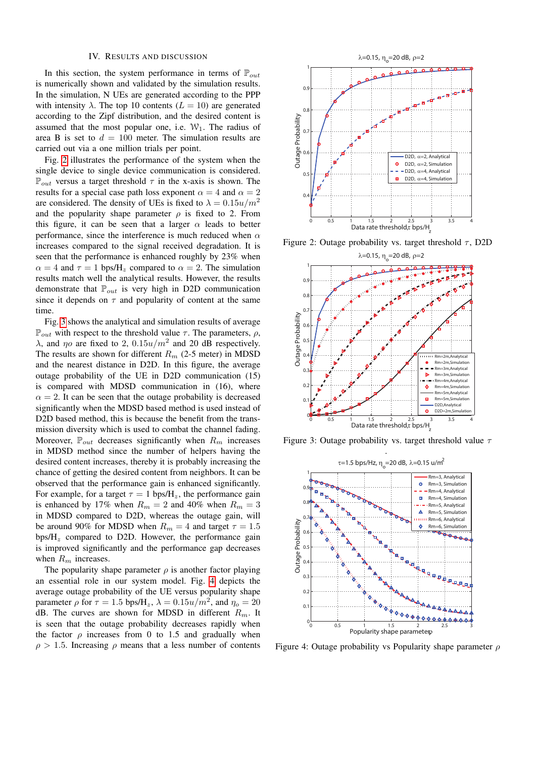## IV. RESULTS AND DISCUSSION

In this section, the system performance in terms of $\mathbb{P}_{out}$ is numerically shown and validated by the simulation results. In the simulation, N UEs are generated according to the PPP with intensity $\lambda$. The top 10 contents ($L = 10$) are generated according to the Zipf distribution, and the desired content is assumed that the most popular one, i.e. $\mathcal{W}_1$. The radius of area B is set to $d = 100$ meter. The simulation results are carried out via a one million trials per point.

Fig. 2 illustrates the performance of the system when the single device to single device communication is considered. $\mathbb{P}_{out}$ versus a target threshold $\tau$ in the x-axis is shown. The results for a special case path loss exponent $\alpha = 4$ and $\alpha = 2$ are considered. The density of UEs is fixed to $\lambda = 0.15u/m^2$ and the popularity shape parameter $\rho$ is fixed to 2. From this figure, it can be seen that a larger $\alpha$ leads to better performance, since the interference is much reduced when $\alpha$ increases compared to the signal received degradation. It is seen that the performance is enhanced roughly by 23% when $\alpha = 4$ and $\tau = 1$ bps/H$_z$ compared to $\alpha = 2$. The simulation results match well the analytical results. However, the results demonstrate that $\mathbb{P}_{out}$ is very high in D2D communication since it depends on $\tau$ and popularity of content at the same time.

Fig. 3 shows the analytical and simulation results of average $\mathbb{P}_{out}$ with respect to the threshold value $\tau$. The parameters, $\rho$, $\lambda$, and $\eta o$ are fixed to 2, $0.15u/m^2$ and 20 dB respectively. The results are shown for different $R_m$ (2-5 meter) in MDSD and the nearest distance in D2D. In this figure, the average outage probability of the UE in D2D communication (15) is compared with MDSD communication in (16), where $\alpha = 2$. It can be seen that the outage probability is decreased significantly when the MDSD based method is used instead of D2D based method, this is because the benefit from the transmission diversity which is used to combat the channel fading. Moreover, $\mathbb{P}_{out}$ decreases significantly when $R_m$ increases in MDSD method since the number of helpers having the desired content increases, thereby it is probably increasing the chance of getting the desired content from neighbors. It can be observed that the performance gain is enhanced significantly. For example, for a target $\tau = 1$ bps/H$_z$, the performance gain is enhanced by 17% when $R_m = 2$ and 40% when $R_m = 3$ in MDSD compared to D2D, whereas the outage gain, will be around 90% for MDSD when $R_m = 4$ and target $\tau = 1.5$ bps/H$_z$ compared to D2D. However, the performance gain is improved significantly and the performance gap decreases when $R_m$ increases.

The popularity shape parameter $\rho$ is another factor playing an essential role in our system model. Fig. 4 depicts the average outage probability of the UE versus popularity shape parameter $\rho$ for $\tau = 1.5$ bps/H$_z$, $\lambda = 0.15u/m^2$, and $\eta_o = 20$ dB. The curves are shown for MDSD in different $R_m$. It is seen that the outage probability decreases rapidly when the factor $\rho$ increases from 0 to 1.5 and gradually when $\rho > 1.5$. Increasing $\rho$ means that a less number of contents

Figure 2: Outage probability vs. target threshold $\tau$, D2D

Figure 3: Outage probability vs. target threshold value $\tau$

Figure 4: Outage probability vs Popularity shape parameter $\rho$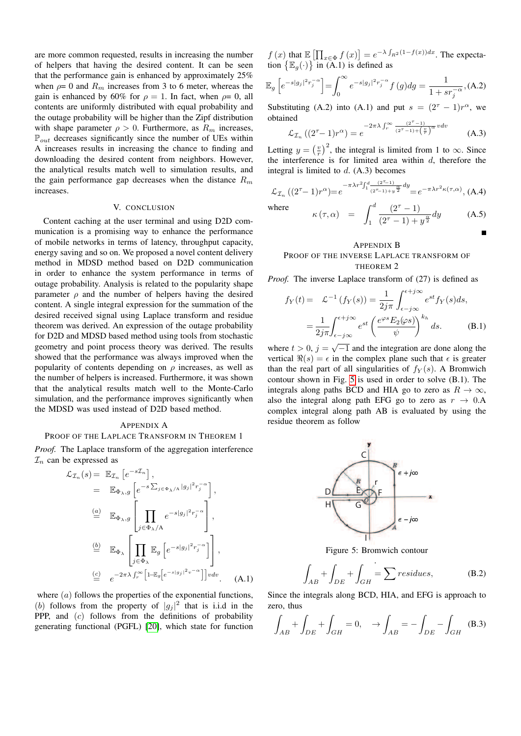are more common requested, results in increasing the number of helpers that having the desired content. It can be seen that the performance gain is enhanced by approximately 25% when $\rho$= 0 and $R_m$ increases from 3 to 6 meter, whereas the gain is enhanced by 60% for $\rho = 1$. In fact, when $\rho$= 0, all contents are uniformly distributed with equal probability and the outage probability will be higher than the Zipf distribution with shape parameter $\rho > 0$. Furthermore, as $R_m$ increases, $\mathbb{P}_{out}$ decreases significantly since the number of UEs within A increases results in increasing the chance to finding and downloading the desired content from neighbors. However, the analytical results match well to simulation results, and the gain performance gap decreases when the distance $R_m$ increases.

## V. Conclusion

Content caching at the user terminal and using D2D communication is a promising way to enhance the performance of mobile networks in terms of latency, throughput capacity, energy saving and so on. We proposed a novel content delivery method in MDSD method based on D2D communication in order to enhance the system performance in terms of outage probability. Analysis is related to the popularity shape parameter $\rho$ and the number of helpers having the desired content. A single integral expression for the summation of the desired received signal using Laplace transform and residue theorem was derived. An expression of the outage probability for D2D and MDSD based method using tools from stochastic geometry and point process theory was derived. The results showed that the performance was always improved when the popularity of contents depending on $\rho$ increases, as well as the number of helpers is increased. Furthermore, it was shown that the analytical results match well to the Monte-Carlo simulation, and the performance improves significantly when the MDSD was used instead of D2D based method.

## Appendix A
### Proof of the Laplace Transform in Theorem 1

*Proof.* The Laplace transform of the aggregation interference $\mathcal{I}_n$ can be expressed as

$$
\begin{aligned}
\mathcal{L}_{\mathcal{I}_n}(s) &= \mathbb{E}_{\mathcal{I}_n}\left[e^{-s\mathcal{I}_n}\right], \\
&= \mathbb{E}_{\Phi_\lambda, g}\left[e^{-s\sum_{j\in\Phi_\lambda/\mathrm{A}}|g_j|^2 r_j^{-\alpha}}\right], \\
&\overset{(a)}{=} \mathbb{E}_{\Phi_\lambda, g}\left[\prod_{j\in\Phi_\lambda/\mathrm{A}} e^{-s|g_j|^2 r_j^{-\alpha}}\right], \\
&\overset{(b)}{=} \mathbb{E}_{\Phi_\lambda}\left[\prod_{j\in\Phi_\lambda} \mathbb{E}_g\left[e^{-s|g_j|^2 r_j^{-\alpha}}\right]\right], \\
&\overset{(c)}{=} e^{-2\pi\lambda\int_r^\infty\left[1-\mathbb{E}_g\left[e^{-s|g_j|^2 v^{-\alpha}}\right]\right]vdv}. \qquad \text{(A.1)}
\end{aligned}
$$

where $(a)$ follows the properties of the exponential functions, $(b)$ follows from the property of $|g_j|^2$ that is i.i.d in the PPP, and $(c)$ follows from the definitions of probability generating functional (PGFL) [20], which state for function $f(x)$ that $\mathbb{E}\left[\prod_{x\in\Phi} f(x)\right] = e^{-\lambda\int_{\mathbb{R}^2}(1-f(x))dx}$. The expectation $\{\mathbb{E}_g(\cdot)\}$ in (A.1) is defined as

$$
\mathbb{E}_g\left[e^{-s|g_j|^2 r_j^{-\alpha}}\right] = \int_0^\infty e^{-s|g_j|^2 r_j^{-\alpha}} f(g) dg = \frac{1}{1+sr_j^{-\alpha}}, \qquad \text{(A.2)}
$$

Substituting (A.2) into (A.1) and put $s = (2^\tau - 1)r^\alpha$, we obtained

$$
\mathcal{L}_{\mathcal{I}_n}\left((2^\tau - 1)r^\alpha\right) = e^{-2\pi\lambda\int_r^\infty \frac{(2^\tau-1)}{(2^\tau-1)+\left(\frac{v}{r}\right)^\alpha}vdv} \qquad \text{(A.3)}
$$

Letting $y = \left(\frac{v}{r}\right)^2$, the integral is limited from 1 to $\infty$. Since the interference is for limited area within $d$, therefore the integral is limited to $d$. (A.3) becomes

$$
\mathcal{L}_{\mathcal{I}_n}\left((2^\tau - 1)r^\alpha\right) = e^{-\pi\lambda r^2\int_1^d\frac{(2^\tau-1)}{(2^\tau-1)+y^{\frac{\alpha}{2}}}dy} = e^{-\pi\lambda r^2\kappa(\tau,\alpha)}, \qquad \text{(A.4)}
$$

where

$$
\kappa(\tau,\alpha) = \int_1^d \frac{(2^\tau-1)}{(2^\tau-1)+y^{\frac{\alpha}{2}}}dy \qquad \text{(A.5)}
$$

■

## Appendix B
### Proof of the Inverse Laplace Transform of Theorem 2

*Proof.* The inverse Laplace transform of (27) is defined as

$$
\begin{aligned}
f_Y(t) &= \mathcal{L}^{-1}\left(f_Y(s)\right) = \frac{1}{2j\pi}\int_{\epsilon-j\infty}^{\epsilon+j\infty} e^{st} f_Y(s)ds, \\
&= \frac{1}{2j\pi}\int_{\epsilon-j\infty}^{\epsilon+j\infty} e^{st}\left(\frac{e^{\varphi s}E_2(\varphi s)}{\psi}\right)^{k_h} ds. \qquad \text{(B.1)}
\end{aligned}
$$

where $t > 0$, $j = \sqrt{-1}$ and the integration are done along the vertical $\Re(s) = \epsilon$ in the complex plane such that $\epsilon$ is greater than the real part of all singularities of $f_Y(s)$. A Bromwich contour shown in Fig. 5 is used in order to solve (B.1). The integrals along paths BCD and HIA go to zero as $R \to \infty$, also the integral along path EFG go to zero as $r \to 0$.A complex integral along path AB is evaluated by using the residue theorem as follow

Figure 5: Bromwich contour

$$
\int_{AB} + \int_{DE} + \int_{GH} = \sum residues, \qquad \text{(B.2)}
$$

Since the integrals along BCD, HIA, and EFG is approach to zero, thus

$$
\int_{AB} + \int_{DE} + \int_{GH} = 0, \quad \to \int_{AB} = -\int_{DE} - \int_{GH} \qquad \text{(B.3)}
$$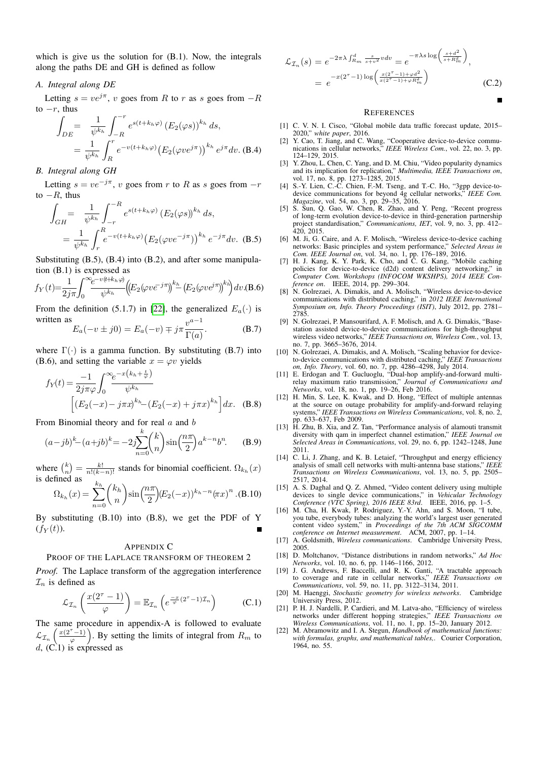which is give us the solution for (B.1). Now, the integrals along the paths DE and GH is defined as follow

### A. Integral along DE

Letting $s = ve^{j\pi}$, $v$ goes from $R$ to $r$ as $s$ goes from $-R$ to $-r$, thus

$$\int_{DE} = \frac{1}{\psi^{k_h}} \int_{-R}^{-r} e^{s(t+k_h\varphi)} \left(E_2(\varphi s)\right)^{k_h} ds,$$
$$= \frac{1}{\psi^{k_h}} \int_{R}^{r} e^{-v(t+k_h\varphi)} \left(E_2(\varphi v e^{j\pi})\right)^{k_h} e^{j\pi} dv. \quad \text{(B.4)}$$

### B. Integral along GH

Letting $s = ve^{-j\pi}$, $v$ goes from $r$ to $R$ as $s$ goes from $-r$ to $-R$, thus

$$\int_{GH} = \frac{1}{\psi^{k_h}} \int_{-r}^{-R} e^{s(t+k_h\varphi)} \left(E_2(\varphi s)\right)^{k_h} ds,$$
$$= \frac{1}{\psi^{k_h}} \int_{r}^{R} e^{-v(t+k_h\varphi)} \left(E_2(\varphi v e^{-j\pi})\right)^{k_h} e^{-j\pi} dv. \quad \text{(B.5)}$$

Substituting (B.5), (B.4) into (B.2), and after some manipulation (B.1) is expressed as

$$f_Y(t) = \frac{1}{2j\pi} \int_0^{\infty} \frac{e^{-v(t+k_h\varphi)}}{\psi^{k_h}} \left( \left(E_2(\varphi v e^{-j\pi})\right)^{k_h} - \left(E_2(\varphi v e^{j\pi})\right)^{k_h} \right) dv. \quad \text{(B.6)}$$

From the definition (5.1.7) in [22], the generalized $E_a(\cdot)$ is written as

$$E_a(-v \pm j0) = E_a(-v) \mp j\pi \frac{v^{a-1}}{\Gamma(a)}. \quad \text{(B.7)}$$

where $\Gamma(\cdot)$ is a gamma function. By substituting (B.7) into (B.6), and setting the variable $x = \varphi v$ yields

$$f_Y(t) = \frac{-1}{2j\pi\varphi} \int_0^{\infty} \frac{e^{-x\left(k_h + \frac{t}{\varphi}\right)}}{\psi^{k_h}} \left[ \left(E_2(-x) - j\pi x\right)^{k_h} - \left(E_2(-x) + j\pi x\right)^{k_h} \right] dx. \quad \text{(B.8)}$$

From Binomial theory and for real $a$ and $b$

$$(a - jb)^k - (a + jb)^k = -2j \sum_{n=0}^{k} \binom{k}{n} \sin\left(\frac{n\pi}{2}\right) a^{k-n} b^n. \quad \text{(B.9)}$$

where $\binom{k}{n} = \frac{k!}{n!(k-n)!}$ stands for binomial coefficient. $\Omega_{k_h}(x)$ is defined as

$$\Omega_{k_h}(x) = \sum_{n=0}^{k_h} \binom{k_h}{n} \sin\left(\frac{n\pi}{2}\right) \left(E_2(-x)\right)^{k_h - n} (\pi x)^n. \quad \text{(B.10)}$$

By substituting (B.10) into (B.8), we get the PDF of Y ($f_Y(t)$). ∎

## APPENDIX C
## PROOF OF THE LAPLACE TRANSFORM OF THEOREM 2

*Proof.* The Laplace transform of the aggregation interference $\mathcal{I}_n$ is defined as

$$\mathcal{L}_{\mathcal{I}_n}\left(\frac{x(2^{\tau}-1)}{\varphi}\right) = \mathbb{E}_{\mathcal{I}_n}\left(e^{\frac{-x}{\varphi}(2^{\tau}-1)\mathcal{I}_n}\right) \quad \text{(C.1)}$$

The same procedure in appendix-A is followed to evaluate $\mathcal{L}_{\mathcal{I}_n}\left(\frac{x(2^{\tau}-1)}{\varphi}\right)$. By setting the limits of integral from $R_m$ to $d$, (C.1) is expressed as

$$\mathcal{L}_{\mathcal{I}_n}(s) = e^{-2\pi\lambda \int_{R_m}^{d} \frac{s}{s+v^2} v dv} = e^{-\pi\lambda s \log\left(\frac{s+d^2}{s+R_m^2}\right)},$$
$$= e^{-x(2^{\tau}-1)\log\left(\frac{x(2^{\tau}-1)+\varphi d^2}{x(2^{\tau}-1)+\varphi R_m^2}\right)} \quad \text{(C.2)}$$

∎

## REFERENCES

[1] C. V. N. I. Cisco, "Global mobile data traffic forecast update, 2015–2020," *white paper*, 2016.

[2] Y. Cao, T. Jiang, and C. Wang, "Cooperative device-to-device communications in cellular networks," *IEEE Wireless Com.*, vol. 22, no. 3, pp. 124–129, 2015.

[3] Y. Zhou, L. Chen, C. Yang, and D. M. Chiu, "Video popularity dynamics and its implication for replication," *Multimedia, IEEE Transactions on*, vol. 17, no. 8, pp. 1273–1285, 2015.

[4] S.-Y. Lien, C.-C. Chien, F.-M. Tseng, and T.-C. Ho, "3gpp device-to-device communications for beyond 4g cellular networks," *IEEE Com. Magazine*, vol. 54, no. 3, pp. 29–35, 2016.

[5] S. Sun, Q. Gao, W. Chen, R. Zhao, and Y. Peng, "Recent progress of long-term evolution device-to-device in third-generation partnership project standardisation," *Communications, IET*, vol. 9, no. 3, pp. 412–420, 2015.

[6] M. Ji, G. Caire, and A. F. Molisch, "Wireless device-to-device caching networks: Basic principles and system performance," *Selected Areas in Com. IEEE Journal on*, vol. 34, no. 1, pp. 176–189, 2016.

[7] H. J. Kang, K. Y. Park, K. Cho, and C. G. Kang, "Mobile caching policies for device-to-device (d2d) content delivery networking," in *Computer Com. Workshops (INFOCOM WKSHPS), 2014 IEEE Conference on*. IEEE, 2014, pp. 299–304.

[8] N. Golrezaei, A. Dimakis, and A. Molisch, "Wireless device-to-device communications with distributed caching," in *2012 IEEE International Symposium on, Info. Theory Proceedings (ISIT)*, July 2012, pp. 2781–2785.

[9] N. Golrezaei, P. Mansourifard, A. F. Molisch, and A. G. Dimakis, "Base-station assisted device-to-device communications for high-throughput wireless video networks," *IEEE Transactions on, Wireless Com.*, vol. 13, no. 7, pp. 3665–3676, 2014.

[10] N. Golrezaei, A. Dimakis, and A. Molisch, "Scaling behavior for device-to-device communications with distributed caching," *IEEE Transactions on, Info. Theory*, vol. 60, no. 7, pp. 4286–4298, July 2014.

[11] E. Erdogan and T. Gucluoglu, "Dual-hop amplify-and-forward multi-relay maximum ratio transmission," *Journal of Communications and Networks*, vol. 18, no. 1, pp. 19–26, Feb 2016.

[12] H. Min, S. Lee, K. Kwak, and D. Hong, "Effect of multiple antennas at the source on outage probability for amplify-and-forward relaying systems," *IEEE Transactions on Wireless Communications*, vol. 8, no. 2, pp. 633–637, Feb 2009.

[13] H. Zhu, B. Xia, and Z. Tan, "Performance analysis of alamouti transmit diversity with qam in imperfect channel estimation," *IEEE Journal on Selected Areas in Communications*, vol. 29, no. 6, pp. 1242–1248, June 2011.

[14] C. Li, J. Zhang, and K. B. Letaief, "Throughput and energy efficiency analysis of small cell networks with multi-antenna base stations," *IEEE Transactions on Wireless Communications*, vol. 13, no. 5, pp. 2505–2517, 2014.

[15] A. S. Daghal and Q. Z. Ahmed, "Video content delivery using multiple devices to single device communications," in *Vehicular Technology Conference (VTC Spring), 2016 IEEE 83rd*. IEEE, 2016, pp. 1–5.

[16] M. Cha, H. Kwak, P. Rodriguez, Y.-Y. Ahn, and S. Moon, "I tube, you tube, everybody tubes: analyzing the world's largest user generated content video system," in *Proceedings of the 7th ACM SIGCOMM conference on Internet measurement*. ACM, 2007, pp. 1–14.

[17] A. Goldsmith, *Wireless communications*. Cambridge University Press, 2005.

[18] D. Moltchanov, "Distance distributions in random networks," *Ad Hoc Networks*, vol. 10, no. 6, pp. 1146–1166, 2012.

[19] J. G. Andrews, F. Baccelli, and R. K. Ganti, "A tractable approach to coverage and rate in cellular networks," *IEEE Transactions on Communications*, vol. 59, no. 11, pp. 3122–3134, 2011.

[20] M. Haenggi, *Stochastic geometry for wireless networks*. Cambridge University Press, 2012.

[21] P. H. J. Nardelli, P. Cardieri, and M. Latva-aho, "Efficiency of wireless networks under different hopping strategies," *IEEE Transactions on Wireless Communications*, vol. 11, no. 1, pp. 15–20, January 2012.

[22] M. Abramowitz and I. A. Stegun, *Handbook of mathematical functions: with formulas, graphs, and mathematical tables,*. Courier Corporation, 1964, no. 55.